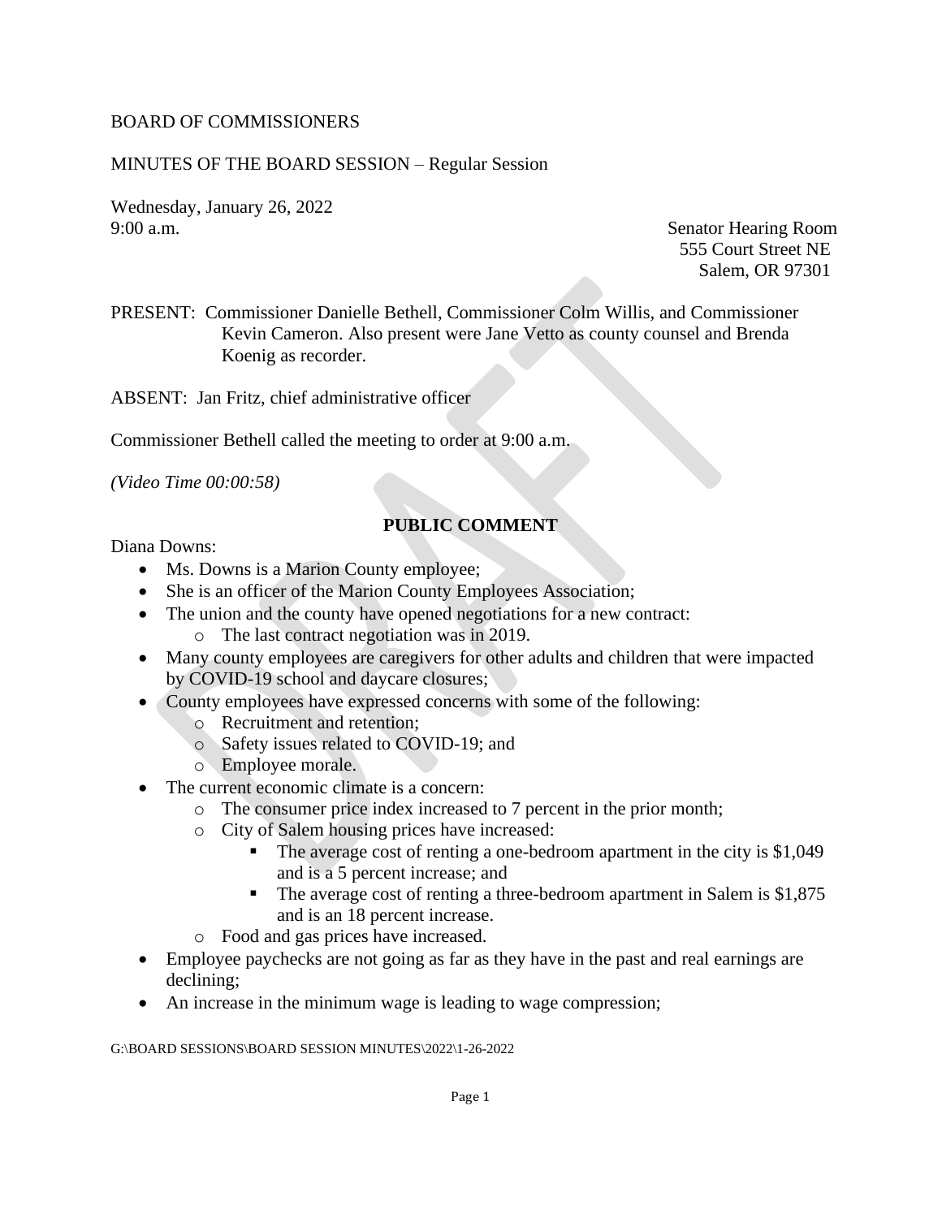BOARD OF COMMISSIONERS

MINUTES OF THE BOARD SESSION – Regular Session

Wednesday, January 26, 2022
9:00 a.m.

Senator Hearing Room
555 Court Street NE
Salem, OR 97301

PRESENT: Commissioner Danielle Bethell, Commissioner Colm Willis, and Commissioner Kevin Cameron. Also present were Jane Vetto as county counsel and Brenda Koenig as recorder.

ABSENT: Jan Fritz, chief administrative officer

Commissioner Bethell called the meeting to order at 9:00 a.m.

*(Video Time 00:00:58)*

## PUBLIC COMMENT

Diana Downs:

- Ms. Downs is a Marion County employee;
- She is an officer of the Marion County Employees Association;
- The union and the county have opened negotiations for a new contract:
  - The last contract negotiation was in 2019.
- Many county employees are caregivers for other adults and children that were impacted by COVID-19 school and daycare closures;
- County employees have expressed concerns with some of the following:
  - Recruitment and retention;
  - Safety issues related to COVID-19; and
  - Employee morale.
- The current economic climate is a concern:
  - The consumer price index increased to 7 percent in the prior month;
  - City of Salem housing prices have increased:
    - The average cost of renting a one-bedroom apartment in the city is $1,049 and is a 5 percent increase; and
    - The average cost of renting a three-bedroom apartment in Salem is $1,875 and is an 18 percent increase.
  - Food and gas prices have increased.
- Employee paychecks are not going as far as they have in the past and real earnings are declining;
- An increase in the minimum wage is leading to wage compression;

G:\BOARD SESSIONS\BOARD SESSION MINUTES\2022\1-26-2022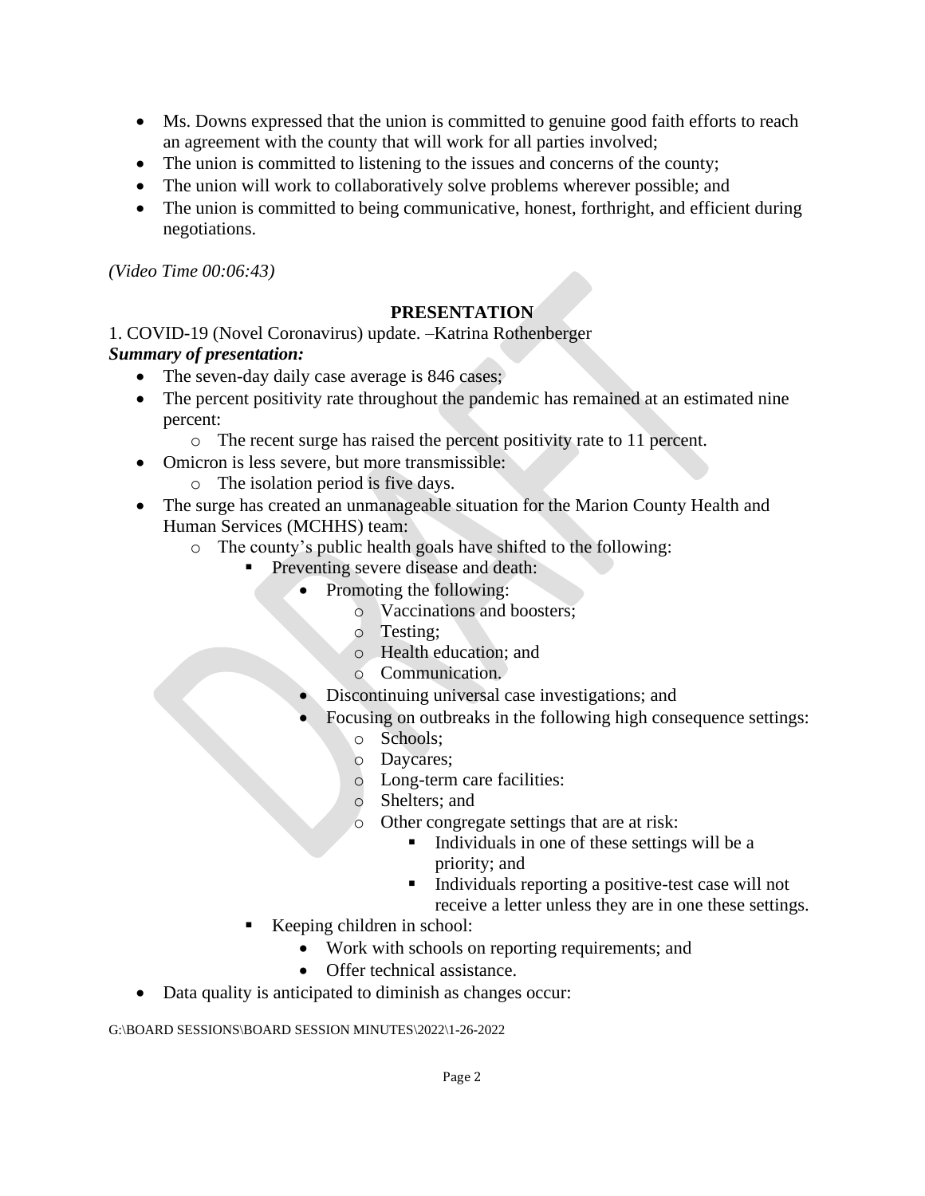- Ms. Downs expressed that the union is committed to genuine good faith efforts to reach an agreement with the county that will work for all parties involved;
- The union is committed to listening to the issues and concerns of the county;
- The union will work to collaboratively solve problems wherever possible; and
- The union is committed to being communicative, honest, forthright, and efficient during negotiations.

*(Video Time 00:06:43)*

## PRESENTATION

1. COVID-19 (Novel Coronavirus) update. –Katrina Rothenberger

***Summary of presentation:***

- The seven-day daily case average is 846 cases;
- The percent positivity rate throughout the pandemic has remained at an estimated nine percent:
    - The recent surge has raised the percent positivity rate to 11 percent.
- Omicron is less severe, but more transmissible:
    - The isolation period is five days.
- The surge has created an unmanageable situation for the Marion County Health and Human Services (MCHHS) team:
    - The county's public health goals have shifted to the following:
        - Preventing severe disease and death:
            - Promoting the following:
                - Vaccinations and boosters;
                - Testing;
                - Health education; and
                - Communication.
            - Discontinuing universal case investigations; and
            - Focusing on outbreaks in the following high consequence settings:
                - Schools;
                - Daycares;
                - Long-term care facilities:
                - Shelters; and
                - Other congregate settings that are at risk:
                    - Individuals in one of these settings will be a priority; and
                    - Individuals reporting a positive-test case will not receive a letter unless they are in one these settings.
        - Keeping children in school:
            - Work with schools on reporting requirements; and
            - Offer technical assistance.
- Data quality is anticipated to diminish as changes occur:

G:\BOARD SESSIONS\BOARD SESSION MINUTES\2022\1-26-2022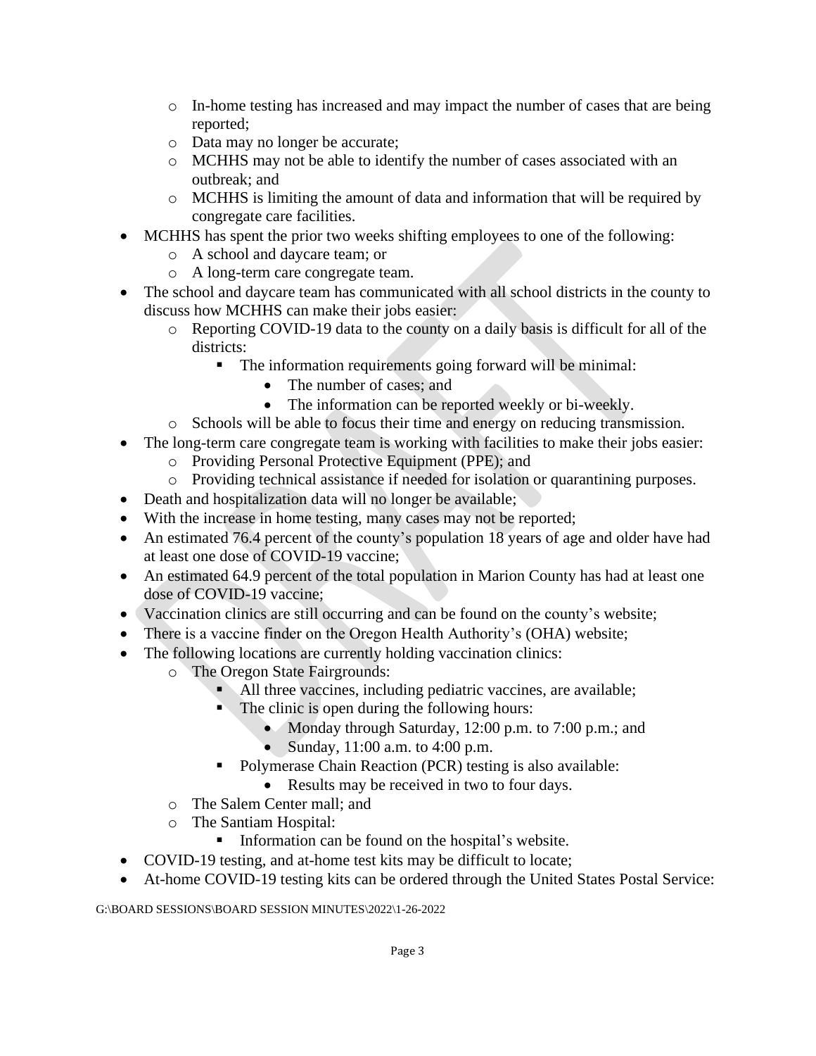- In-home testing has increased and may impact the number of cases that are being reported;
  - Data may no longer be accurate;
  - MCHHS may not be able to identify the number of cases associated with an outbreak; and
  - MCHHS is limiting the amount of data and information that will be required by congregate care facilities.
- MCHHS has spent the prior two weeks shifting employees to one of the following:
  - A school and daycare team; or
  - A long-term care congregate team.
- The school and daycare team has communicated with all school districts in the county to discuss how MCHHS can make their jobs easier:
  - Reporting COVID-19 data to the county on a daily basis is difficult for all of the districts:
    - The information requirements going forward will be minimal:
      - The number of cases; and
      - The information can be reported weekly or bi-weekly.
  - Schools will be able to focus their time and energy on reducing transmission.
- The long-term care congregate team is working with facilities to make their jobs easier:
  - Providing Personal Protective Equipment (PPE); and
  - Providing technical assistance if needed for isolation or quarantining purposes.
- Death and hospitalization data will no longer be available;
- With the increase in home testing, many cases may not be reported;
- An estimated 76.4 percent of the county's population 18 years of age and older have had at least one dose of COVID-19 vaccine;
- An estimated 64.9 percent of the total population in Marion County has had at least one dose of COVID-19 vaccine;
- Vaccination clinics are still occurring and can be found on the county's website;
- There is a vaccine finder on the Oregon Health Authority's (OHA) website;
- The following locations are currently holding vaccination clinics:
  - The Oregon State Fairgrounds:
    - All three vaccines, including pediatric vaccines, are available;
    - The clinic is open during the following hours:
      - Monday through Saturday, 12:00 p.m. to 7:00 p.m.; and
      - Sunday, 11:00 a.m. to 4:00 p.m.
    - Polymerase Chain Reaction (PCR) testing is also available:
      - Results may be received in two to four days.
  - The Salem Center mall; and
  - The Santiam Hospital:
    - Information can be found on the hospital's website.
- COVID-19 testing, and at-home test kits may be difficult to locate;
- At-home COVID-19 testing kits can be ordered through the United States Postal Service: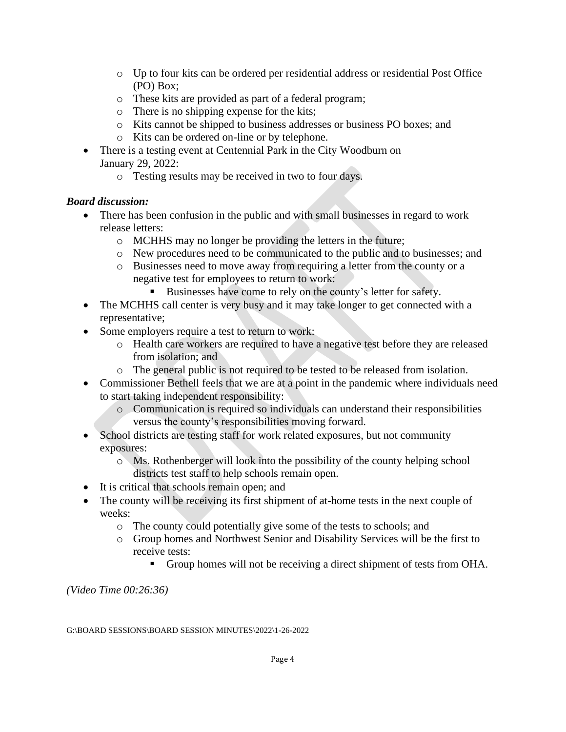- Up to four kits can be ordered per residential address or residential Post Office (PO) Box;
  - These kits are provided as part of a federal program;
  - There is no shipping expense for the kits;
  - Kits cannot be shipped to business addresses or business PO boxes; and
  - Kits can be ordered on-line or by telephone.
- There is a testing event at Centennial Park in the City Woodburn on January 29, 2022:
  - Testing results may be received in two to four days.

***Board discussion:***

- There has been confusion in the public and with small businesses in regard to work release letters:
  - MCHHS may no longer be providing the letters in the future;
  - New procedures need to be communicated to the public and to businesses; and
  - Businesses need to move away from requiring a letter from the county or a negative test for employees to return to work:
    - Businesses have come to rely on the county's letter for safety.
- The MCHHS call center is very busy and it may take longer to get connected with a representative;
- Some employers require a test to return to work:
  - Health care workers are required to have a negative test before they are released from isolation; and
  - The general public is not required to be tested to be released from isolation.
- Commissioner Bethell feels that we are at a point in the pandemic where individuals need to start taking independent responsibility:
  - Communication is required so individuals can understand their responsibilities versus the county's responsibilities moving forward.
- School districts are testing staff for work related exposures, but not community exposures:
  - Ms. Rothenberger will look into the possibility of the county helping school districts test staff to help schools remain open.
- It is critical that schools remain open; and
- The county will be receiving its first shipment of at-home tests in the next couple of weeks:
  - The county could potentially give some of the tests to schools; and
  - Group homes and Northwest Senior and Disability Services will be the first to receive tests:
    - Group homes will not be receiving a direct shipment of tests from OHA.

*(Video Time 00:26:36)*

G:\BOARD SESSIONS\BOARD SESSION MINUTES\2022\1-26-2022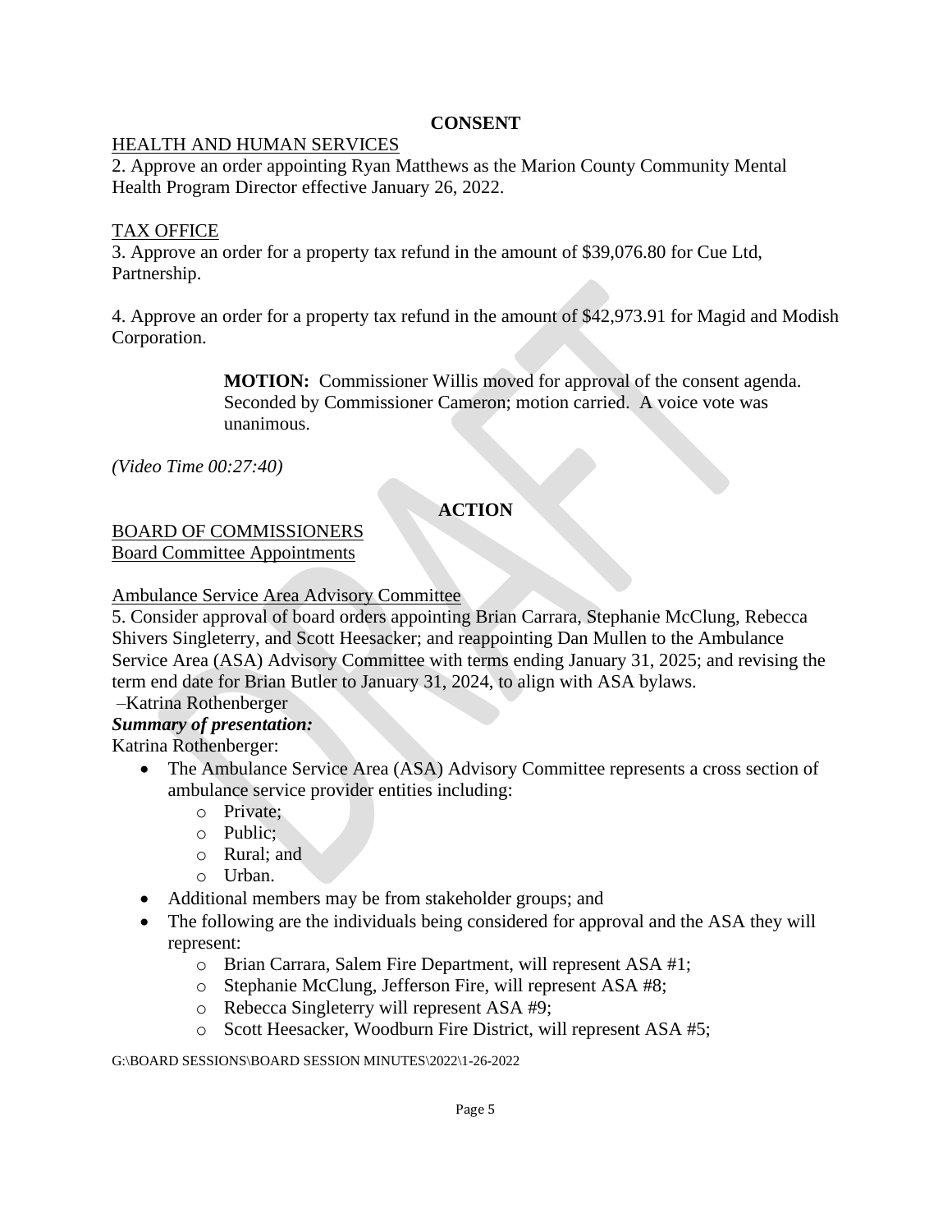**CONSENT**

HEALTH AND HUMAN SERVICES

2. Approve an order appointing Ryan Matthews as the Marion County Community Mental Health Program Director effective January 26, 2022.

TAX OFFICE

3. Approve an order for a property tax refund in the amount of $39,076.80 for Cue Ltd, Partnership.

4. Approve an order for a property tax refund in the amount of $42,973.91 for Magid and Modish Corporation.

> **MOTION:** Commissioner Willis moved for approval of the consent agenda. Seconded by Commissioner Cameron; motion carried. A voice vote was unanimous.

*(Video Time 00:27:40)*

**ACTION**

BOARD OF COMMISSIONERS

Board Committee Appointments

Ambulance Service Area Advisory Committee

5. Consider approval of board orders appointing Brian Carrara, Stephanie McClung, Rebecca Shivers Singleterry, and Scott Heesacker; and reappointing Dan Mullen to the Ambulance Service Area (ASA) Advisory Committee with terms ending January 31, 2025; and revising the term end date for Brian Butler to January 31, 2024, to align with ASA bylaws.
–Katrina Rothenberger

***Summary of presentation:***

Katrina Rothenberger:

- The Ambulance Service Area (ASA) Advisory Committee represents a cross section of ambulance service provider entities including:
  - Private;
  - Public;
  - Rural; and
  - Urban.
- Additional members may be from stakeholder groups; and
- The following are the individuals being considered for approval and the ASA they will represent:
  - Brian Carrara, Salem Fire Department, will represent ASA #1;
  - Stephanie McClung, Jefferson Fire, will represent ASA #8;
  - Rebecca Singleterry will represent ASA #9;
  - Scott Heesacker, Woodburn Fire District, will represent ASA #5;

G:\BOARD SESSIONS\BOARD SESSION MINUTES\2022\1-26-2022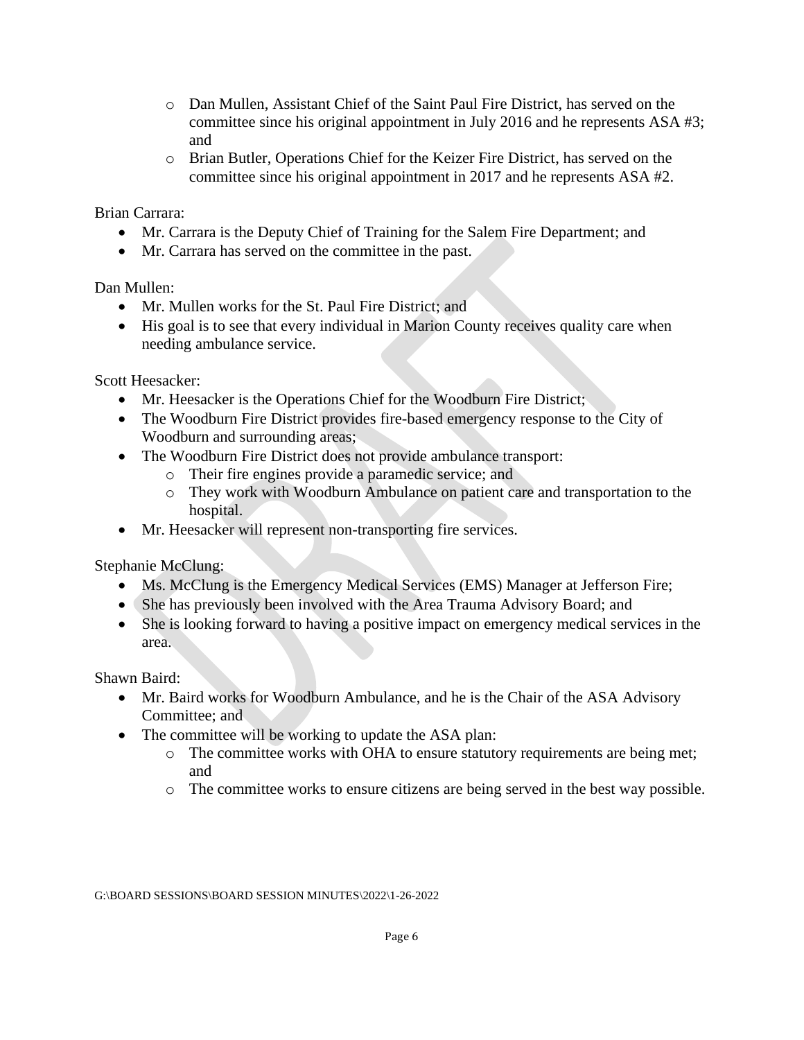- Dan Mullen, Assistant Chief of the Saint Paul Fire District, has served on the committee since his original appointment in July 2016 and he represents ASA #3; and
    - Brian Butler, Operations Chief for the Keizer Fire District, has served on the committee since his original appointment in 2017 and he represents ASA #2.

Brian Carrara:

- Mr. Carrara is the Deputy Chief of Training for the Salem Fire Department; and
- Mr. Carrara has served on the committee in the past.

Dan Mullen:

- Mr. Mullen works for the St. Paul Fire District; and
- His goal is to see that every individual in Marion County receives quality care when needing ambulance service.

Scott Heesacker:

- Mr. Heesacker is the Operations Chief for the Woodburn Fire District;
- The Woodburn Fire District provides fire-based emergency response to the City of Woodburn and surrounding areas;
- The Woodburn Fire District does not provide ambulance transport:
    - Their fire engines provide a paramedic service; and
    - They work with Woodburn Ambulance on patient care and transportation to the hospital.
- Mr. Heesacker will represent non-transporting fire services.

Stephanie McClung:

- Ms. McClung is the Emergency Medical Services (EMS) Manager at Jefferson Fire;
- She has previously been involved with the Area Trauma Advisory Board; and
- She is looking forward to having a positive impact on emergency medical services in the area.

Shawn Baird:

- Mr. Baird works for Woodburn Ambulance, and he is the Chair of the ASA Advisory Committee; and
- The committee will be working to update the ASA plan:
    - The committee works with OHA to ensure statutory requirements are being met; and
    - The committee works to ensure citizens are being served in the best way possible.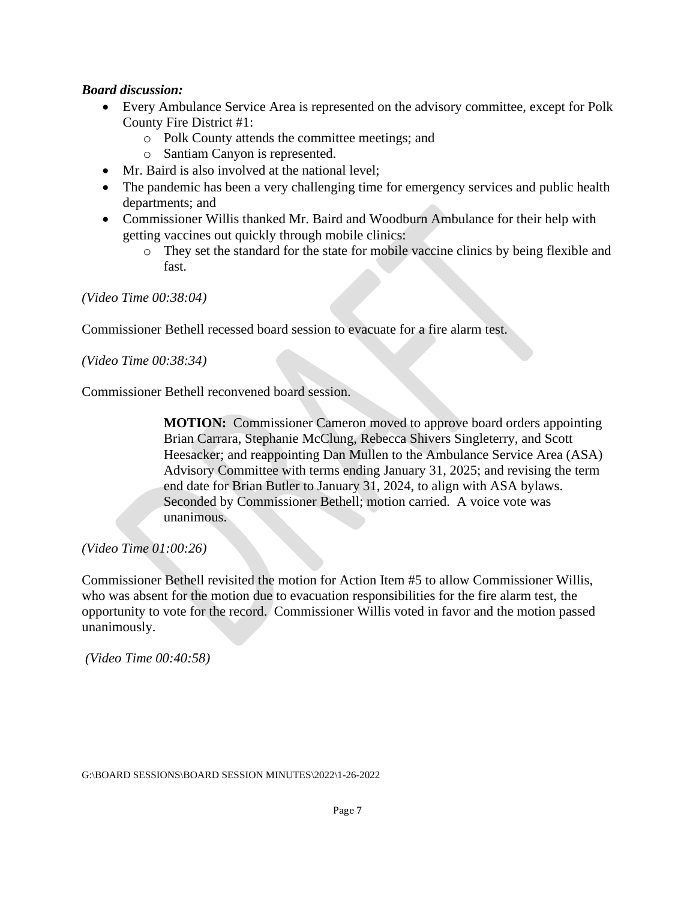***Board discussion:***

- Every Ambulance Service Area is represented on the advisory committee, except for Polk County Fire District #1:
  - Polk County attends the committee meetings; and
  - Santiam Canyon is represented.
- Mr. Baird is also involved at the national level;
- The pandemic has been a very challenging time for emergency services and public health departments; and
- Commissioner Willis thanked Mr. Baird and Woodburn Ambulance for their help with getting vaccines out quickly through mobile clinics:
  - They set the standard for the state for mobile vaccine clinics by being flexible and fast.

*(Video Time 00:38:04)*

Commissioner Bethell recessed board session to evacuate for a fire alarm test.

*(Video Time 00:38:34)*

Commissioner Bethell reconvened board session.

> **MOTION:** Commissioner Cameron moved to approve board orders appointing Brian Carrara, Stephanie McClung, Rebecca Shivers Singleterry, and Scott Heesacker; and reappointing Dan Mullen to the Ambulance Service Area (ASA) Advisory Committee with terms ending January 31, 2025; and revising the term end date for Brian Butler to January 31, 2024, to align with ASA bylaws. Seconded by Commissioner Bethell; motion carried. A voice vote was unanimous.

*(Video Time 01:00:26)*

Commissioner Bethell revisited the motion for Action Item #5 to allow Commissioner Willis, who was absent for the motion due to evacuation responsibilities for the fire alarm test, the opportunity to vote for the record. Commissioner Willis voted in favor and the motion passed unanimously.

*(Video Time 00:40:58)*

G:\BOARD SESSIONS\BOARD SESSION MINUTES\2022\1-26-2022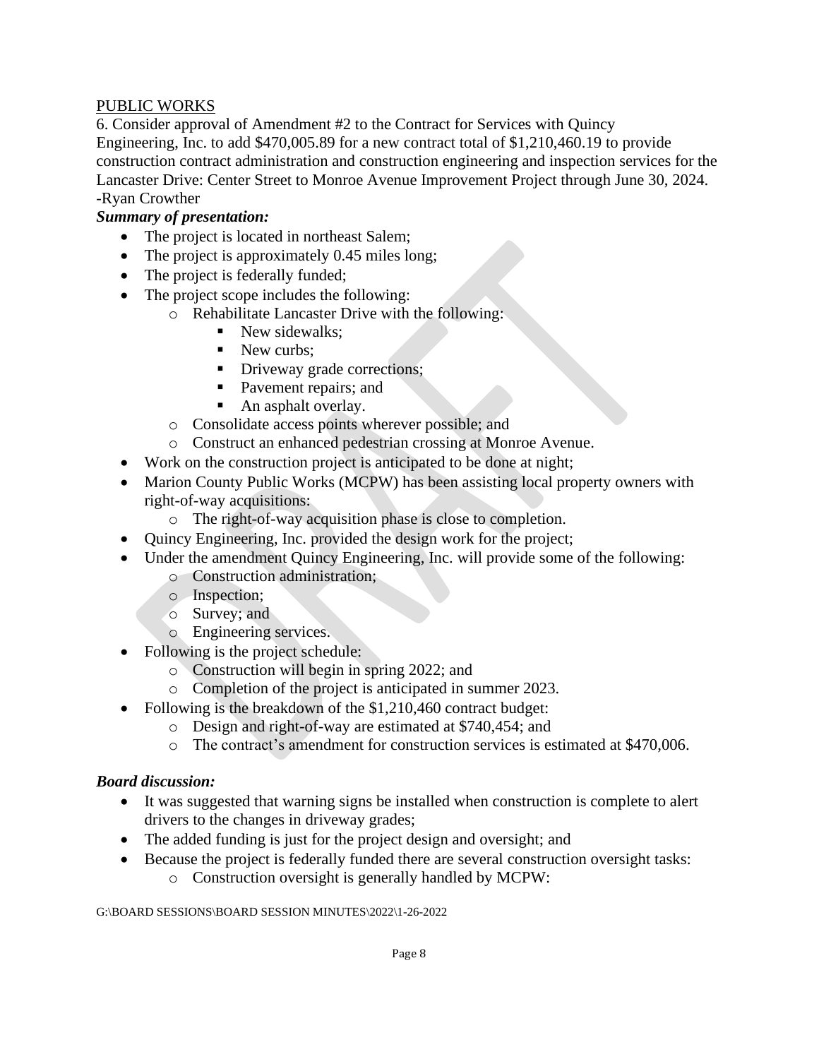PUBLIC WORKS

6. Consider approval of Amendment #2 to the Contract for Services with Quincy Engineering, Inc. to add $470,005.89 for a new contract total of $1,210,460.19 to provide construction contract administration and construction engineering and inspection services for the Lancaster Drive: Center Street to Monroe Avenue Improvement Project through June 30, 2024. -Ryan Crowther

***Summary of presentation:***

- The project is located in northeast Salem;
- The project is approximately 0.45 miles long;
- The project is federally funded;
- The project scope includes the following:
  - Rehabilitate Lancaster Drive with the following:
    - New sidewalks;
    - New curbs;
    - Driveway grade corrections;
    - Pavement repairs; and
    - An asphalt overlay.
  - Consolidate access points wherever possible; and
  - Construct an enhanced pedestrian crossing at Monroe Avenue.
- Work on the construction project is anticipated to be done at night;
- Marion County Public Works (MCPW) has been assisting local property owners with right-of-way acquisitions:
  - The right-of-way acquisition phase is close to completion.
- Quincy Engineering, Inc. provided the design work for the project;
- Under the amendment Quincy Engineering, Inc. will provide some of the following:
  - Construction administration;
  - Inspection;
  - Survey; and
  - Engineering services.
- Following is the project schedule:
  - Construction will begin in spring 2022; and
  - Completion of the project is anticipated in summer 2023.
- Following is the breakdown of the $1,210,460 contract budget:
  - Design and right-of-way are estimated at $740,454; and
  - The contract's amendment for construction services is estimated at $470,006.

***Board discussion:***

- It was suggested that warning signs be installed when construction is complete to alert drivers to the changes in driveway grades;
- The added funding is just for the project design and oversight; and
- Because the project is federally funded there are several construction oversight tasks:
  - Construction oversight is generally handled by MCPW:

G:\BOARD SESSIONS\BOARD SESSION MINUTES\2022\1-26-2022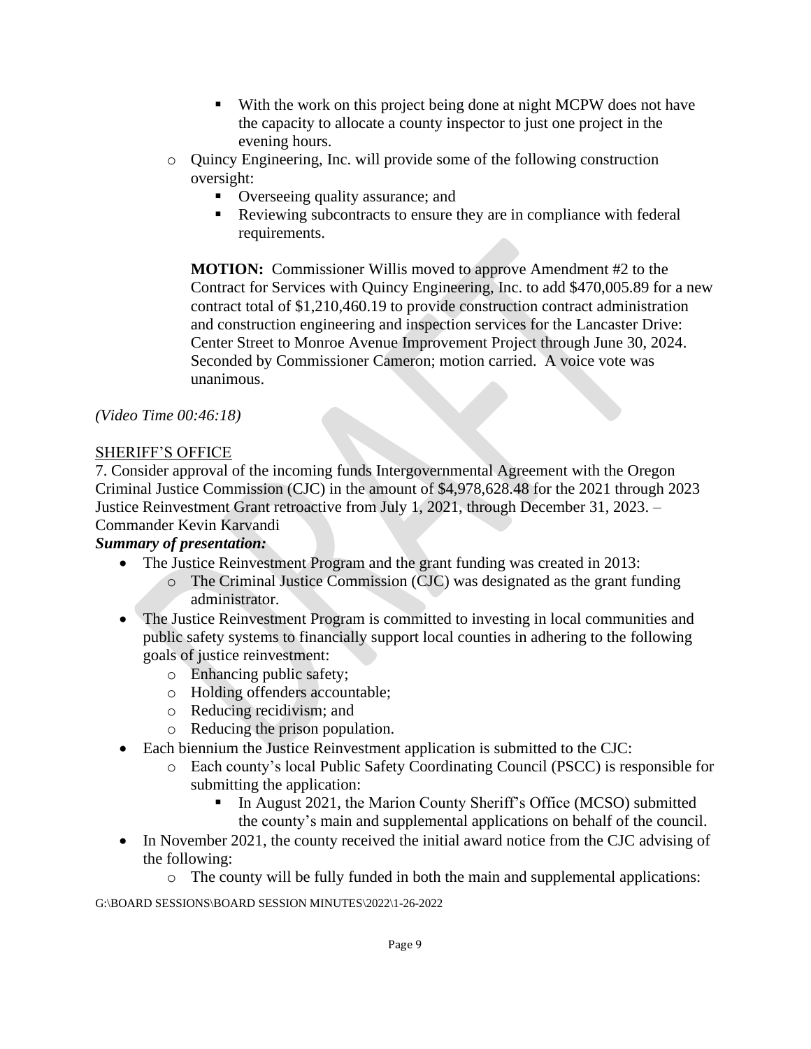- With the work on this project being done at night MCPW does not have the capacity to allocate a county inspector to just one project in the evening hours.
    - Quincy Engineering, Inc. will provide some of the following construction oversight:
        - Overseeing quality assurance; and
        - Reviewing subcontracts to ensure they are in compliance with federal requirements.

**MOTION:** Commissioner Willis moved to approve Amendment #2 to the Contract for Services with Quincy Engineering, Inc. to add $470,005.89 for a new contract total of $1,210,460.19 to provide construction contract administration and construction engineering and inspection services for the Lancaster Drive: Center Street to Monroe Avenue Improvement Project through June 30, 2024. Seconded by Commissioner Cameron; motion carried. A voice vote was unanimous.

*(Video Time 00:46:18)*

SHERIFF'S OFFICE

7. Consider approval of the incoming funds Intergovernmental Agreement with the Oregon Criminal Justice Commission (CJC) in the amount of $4,978,628.48 for the 2021 through 2023 Justice Reinvestment Grant retroactive from July 1, 2021, through December 31, 2023. – Commander Kevin Karvandi

***Summary of presentation:***

- The Justice Reinvestment Program and the grant funding was created in 2013:
    - The Criminal Justice Commission (CJC) was designated as the grant funding administrator.
- The Justice Reinvestment Program is committed to investing in local communities and public safety systems to financially support local counties in adhering to the following goals of justice reinvestment:
    - Enhancing public safety;
    - Holding offenders accountable;
    - Reducing recidivism; and
    - Reducing the prison population.
- Each biennium the Justice Reinvestment application is submitted to the CJC:
    - Each county's local Public Safety Coordinating Council (PSCC) is responsible for submitting the application:
        - In August 2021, the Marion County Sheriff's Office (MCSO) submitted the county's main and supplemental applications on behalf of the council.
- In November 2021, the county received the initial award notice from the CJC advising of the following:
    - The county will be fully funded in both the main and supplemental applications:

G:\BOARD SESSIONS\BOARD SESSION MINUTES\2022\1-26-2022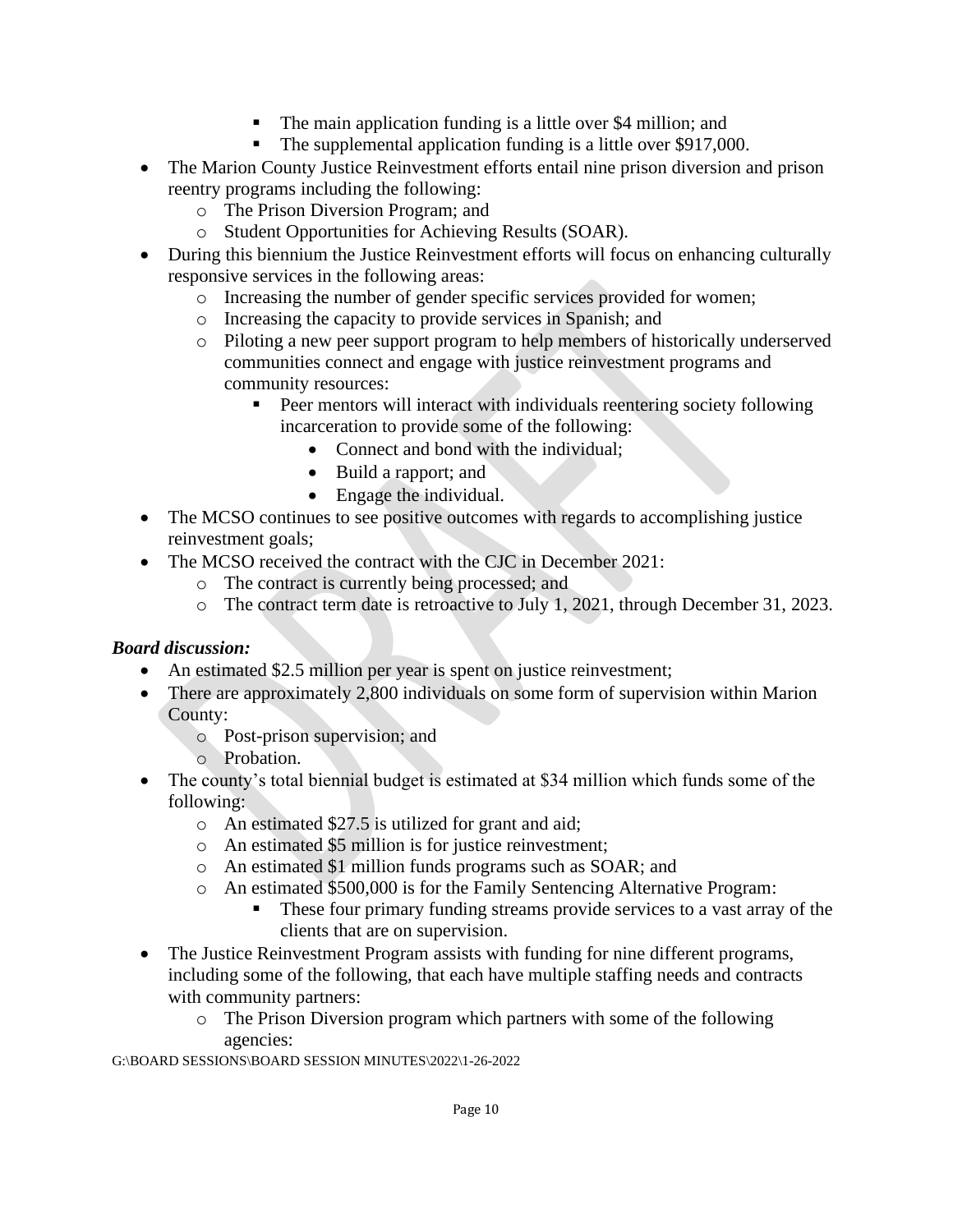- The main application funding is a little over \$4 million; and
        - The supplemental application funding is a little over \$917,000.
- The Marion County Justice Reinvestment efforts entail nine prison diversion and prison reentry programs including the following:
    - The Prison Diversion Program; and
    - Student Opportunities for Achieving Results (SOAR).
- During this biennium the Justice Reinvestment efforts will focus on enhancing culturally responsive services in the following areas:
    - Increasing the number of gender specific services provided for women;
    - Increasing the capacity to provide services in Spanish; and
    - Piloting a new peer support program to help members of historically underserved communities connect and engage with justice reinvestment programs and community resources:
        - Peer mentors will interact with individuals reentering society following incarceration to provide some of the following:
            - Connect and bond with the individual;
            - Build a rapport; and
            - Engage the individual.
- The MCSO continues to see positive outcomes with regards to accomplishing justice reinvestment goals;
- The MCSO received the contract with the CJC in December 2021:
    - The contract is currently being processed; and
    - The contract term date is retroactive to July 1, 2021, through December 31, 2023.

***Board discussion:***

- An estimated \$2.5 million per year is spent on justice reinvestment;
- There are approximately 2,800 individuals on some form of supervision within Marion County:
    - Post-prison supervision; and
    - Probation.
- The county's total biennial budget is estimated at \$34 million which funds some of the following:
    - An estimated \$27.5 is utilized for grant and aid;
    - An estimated \$5 million is for justice reinvestment;
    - An estimated \$1 million funds programs such as SOAR; and
    - An estimated \$500,000 is for the Family Sentencing Alternative Program:
        - These four primary funding streams provide services to a vast array of the clients that are on supervision.
- The Justice Reinvestment Program assists with funding for nine different programs, including some of the following, that each have multiple staffing needs and contracts with community partners:
    - The Prison Diversion program which partners with some of the following agencies:

G:\BOARD SESSIONS\BOARD SESSION MINUTES\2022\1-26-2022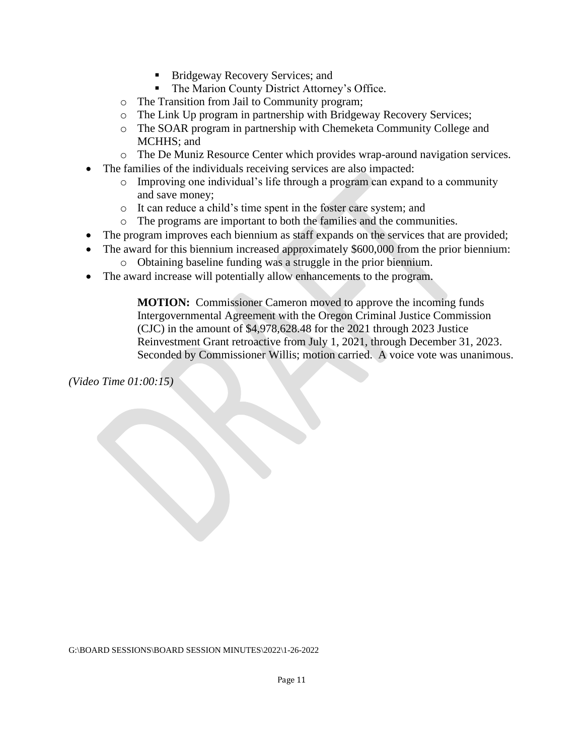- Bridgeway Recovery Services; and
        - The Marion County District Attorney's Office.
    - The Transition from Jail to Community program;
    - The Link Up program in partnership with Bridgeway Recovery Services;
    - The SOAR program in partnership with Chemeketa Community College and MCHHS; and
    - The De Muniz Resource Center which provides wrap-around navigation services.
- The families of the individuals receiving services are also impacted:
    - Improving one individual's life through a program can expand to a community and save money;
    - It can reduce a child's time spent in the foster care system; and
    - The programs are important to both the families and the communities.
- The program improves each biennium as staff expands on the services that are provided;
- The award for this biennium increased approximately $600,000 from the prior biennium:
    - Obtaining baseline funding was a struggle in the prior biennium.
- The award increase will potentially allow enhancements to the program.

> **MOTION:** Commissioner Cameron moved to approve the incoming funds Intergovernmental Agreement with the Oregon Criminal Justice Commission (CJC) in the amount of $4,978,628.48 for the 2021 through 2023 Justice Reinvestment Grant retroactive from July 1, 2021, through December 31, 2023. Seconded by Commissioner Willis; motion carried. A voice vote was unanimous.

*(Video Time 01:00:15)*

G:\BOARD SESSIONS\BOARD SESSION MINUTES\2022\1-26-2022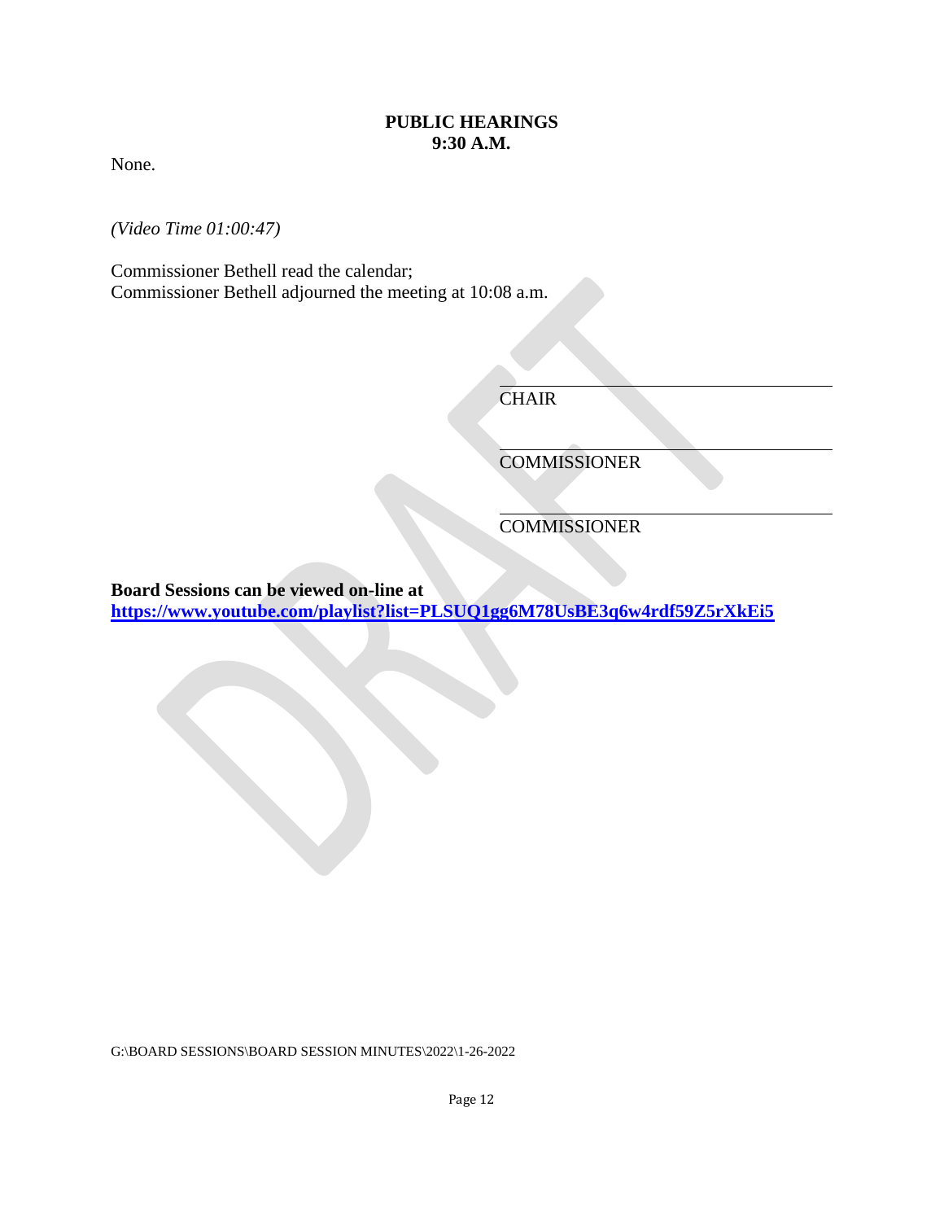**PUBLIC HEARINGS**
**9:30 A.M.**

None.

*(Video Time 01:00:47)*

Commissioner Bethell read the calendar;
Commissioner Bethell adjourned the meeting at 10:08 a.m.

\_\_\_\_\_\_\_\_\_\_\_\_\_\_\_\_\_\_\_\_\_\_\_\_\_\_\_\_\_\_\_\_
CHAIR

\_\_\_\_\_\_\_\_\_\_\_\_\_\_\_\_\_\_\_\_\_\_\_\_\_\_\_\_\_\_\_\_
COMMISSIONER

\_\_\_\_\_\_\_\_\_\_\_\_\_\_\_\_\_\_\_\_\_\_\_\_\_\_\_\_\_\_\_\_
COMMISSIONER

**Board Sessions can be viewed on-line at**
**https://www.youtube.com/playlist?list=PLSUQ1gg6M78UsBE3q6w4rdf59Z5rXkEi5**

G:\BOARD SESSIONS\BOARD SESSION MINUTES\2022\1-26-2022